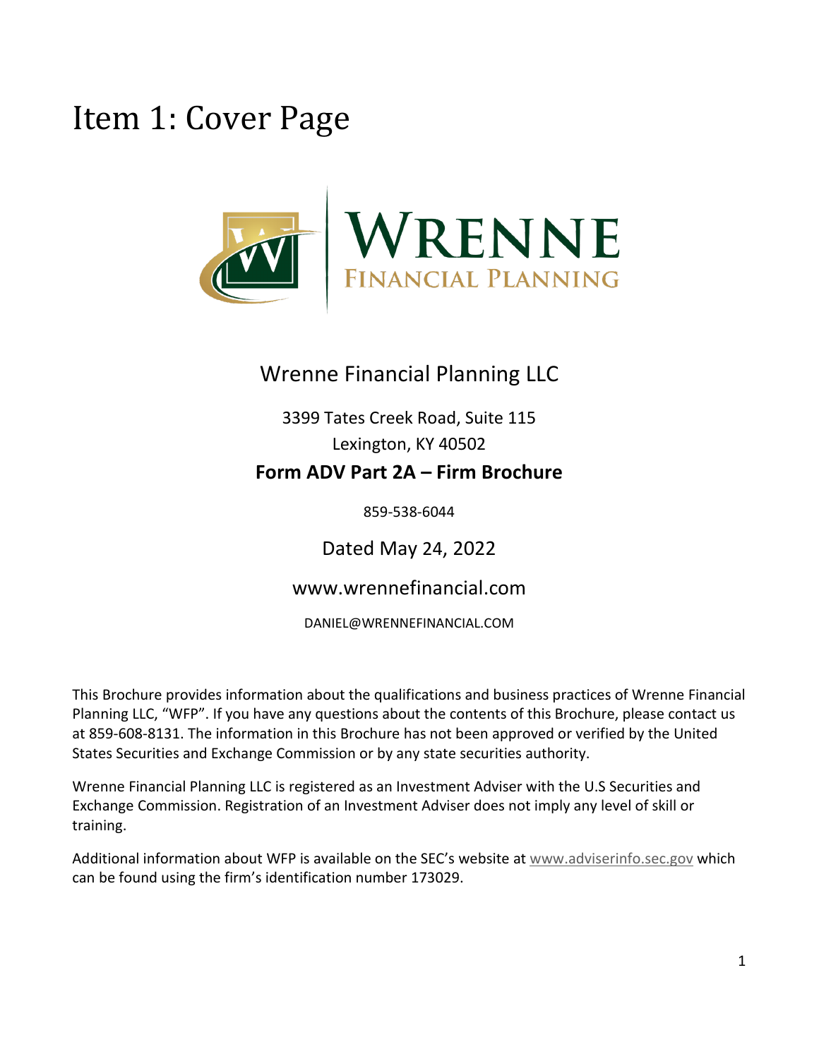# Item 1: Cover Page

WRENNE
FINANCIAL PLANNING

Wrenne Financial Planning LLC

3399 Tates Creek Road, Suite 115
Lexington, KY 40502

**Form ADV Part 2A – Firm Brochure**

859-538-6044

Dated May 24, 2022

www.wrennefinancial.com

DANIEL@WRENNEFINANCIAL.COM

This Brochure provides information about the qualifications and business practices of Wrenne Financial Planning LLC, "WFP". If you have any questions about the contents of this Brochure, please contact us at 859-608-8131. The information in this Brochure has not been approved or verified by the United States Securities and Exchange Commission or by any state securities authority.

Wrenne Financial Planning LLC is registered as an Investment Adviser with the U.S Securities and Exchange Commission. Registration of an Investment Adviser does not imply any level of skill or training.

Additional information about WFP is available on the SEC's website at www.adviserinfo.sec.gov which can be found using the firm's identification number 173029.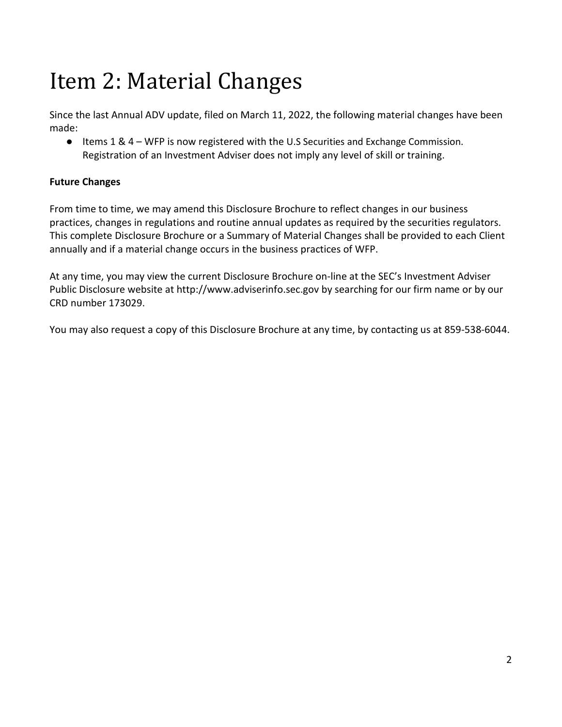# Item 2: Material Changes

Since the last Annual ADV update, filed on March 11, 2022, the following material changes have been made:

- Items 1 & 4 – WFP is now registered with the U.S Securities and Exchange Commission. Registration of an Investment Adviser does not imply any level of skill or training.

**Future Changes**

From time to time, we may amend this Disclosure Brochure to reflect changes in our business practices, changes in regulations and routine annual updates as required by the securities regulators. This complete Disclosure Brochure or a Summary of Material Changes shall be provided to each Client annually and if a material change occurs in the business practices of WFP.

At any time, you may view the current Disclosure Brochure on-line at the SEC's Investment Adviser Public Disclosure website at http://www.adviserinfo.sec.gov by searching for our firm name or by our CRD number 173029.

You may also request a copy of this Disclosure Brochure at any time, by contacting us at 859-538-6044.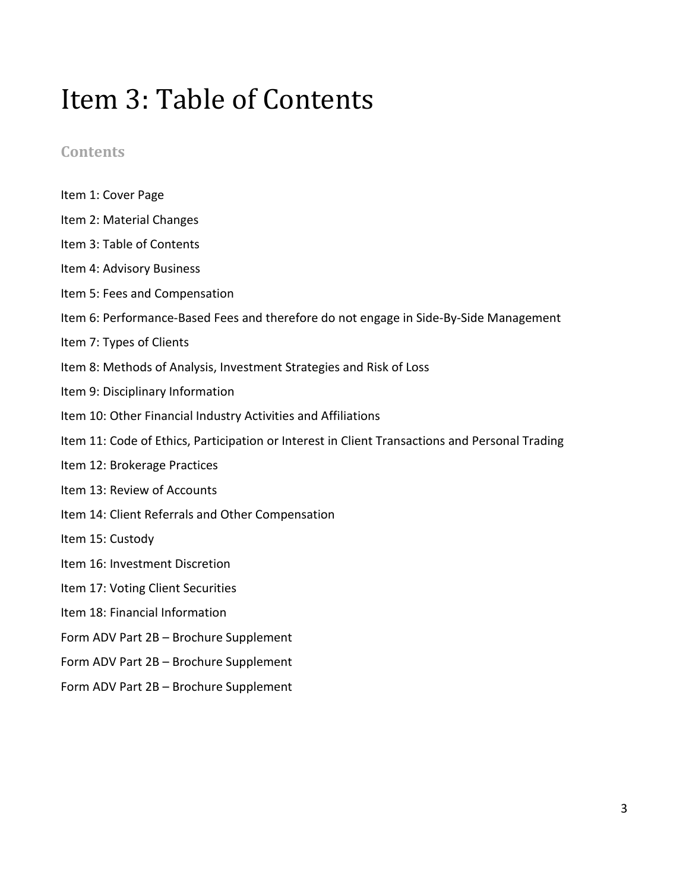# Item 3: Table of Contents

## Contents

Item 1: Cover Page

Item 2: Material Changes

Item 3: Table of Contents

Item 4: Advisory Business

Item 5: Fees and Compensation

Item 6: Performance-Based Fees and therefore do not engage in Side-By-Side Management

Item 7: Types of Clients

Item 8: Methods of Analysis, Investment Strategies and Risk of Loss

Item 9: Disciplinary Information

Item 10: Other Financial Industry Activities and Affiliations

Item 11: Code of Ethics, Participation or Interest in Client Transactions and Personal Trading

Item 12: Brokerage Practices

Item 13: Review of Accounts

Item 14: Client Referrals and Other Compensation

Item 15: Custody

Item 16: Investment Discretion

Item 17: Voting Client Securities

Item 18: Financial Information

Form ADV Part 2B – Brochure Supplement

Form ADV Part 2B – Brochure Supplement

Form ADV Part 2B – Brochure Supplement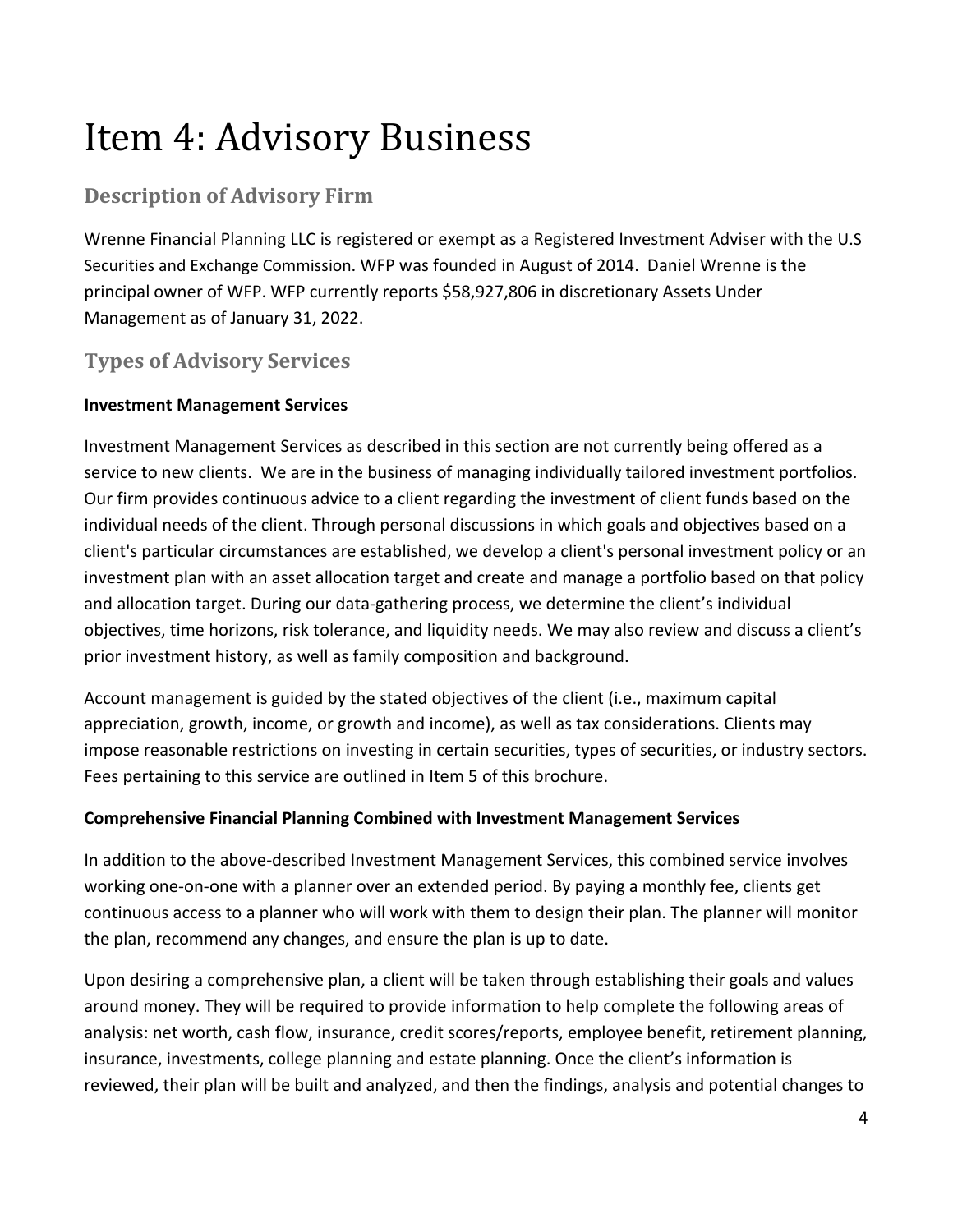# Item 4: Advisory Business

## Description of Advisory Firm

Wrenne Financial Planning LLC is registered or exempt as a Registered Investment Adviser with the U.S Securities and Exchange Commission. WFP was founded in August of 2014. Daniel Wrenne is the principal owner of WFP. WFP currently reports $58,927,806 in discretionary Assets Under Management as of January 31, 2022.

## Types of Advisory Services

**Investment Management Services**

Investment Management Services as described in this section are not currently being offered as a service to new clients. We are in the business of managing individually tailored investment portfolios. Our firm provides continuous advice to a client regarding the investment of client funds based on the individual needs of the client. Through personal discussions in which goals and objectives based on a client's particular circumstances are established, we develop a client's personal investment policy or an investment plan with an asset allocation target and create and manage a portfolio based on that policy and allocation target. During our data-gathering process, we determine the client's individual objectives, time horizons, risk tolerance, and liquidity needs. We may also review and discuss a client's prior investment history, as well as family composition and background.

Account management is guided by the stated objectives of the client (i.e., maximum capital appreciation, growth, income, or growth and income), as well as tax considerations. Clients may impose reasonable restrictions on investing in certain securities, types of securities, or industry sectors. Fees pertaining to this service are outlined in Item 5 of this brochure.

**Comprehensive Financial Planning Combined with Investment Management Services**

In addition to the above-described Investment Management Services, this combined service involves working one-on-one with a planner over an extended period. By paying a monthly fee, clients get continuous access to a planner who will work with them to design their plan. The planner will monitor the plan, recommend any changes, and ensure the plan is up to date.

Upon desiring a comprehensive plan, a client will be taken through establishing their goals and values around money. They will be required to provide information to help complete the following areas of analysis: net worth, cash flow, insurance, credit scores/reports, employee benefit, retirement planning, insurance, investments, college planning and estate planning. Once the client's information is reviewed, their plan will be built and analyzed, and then the findings, analysis and potential changes to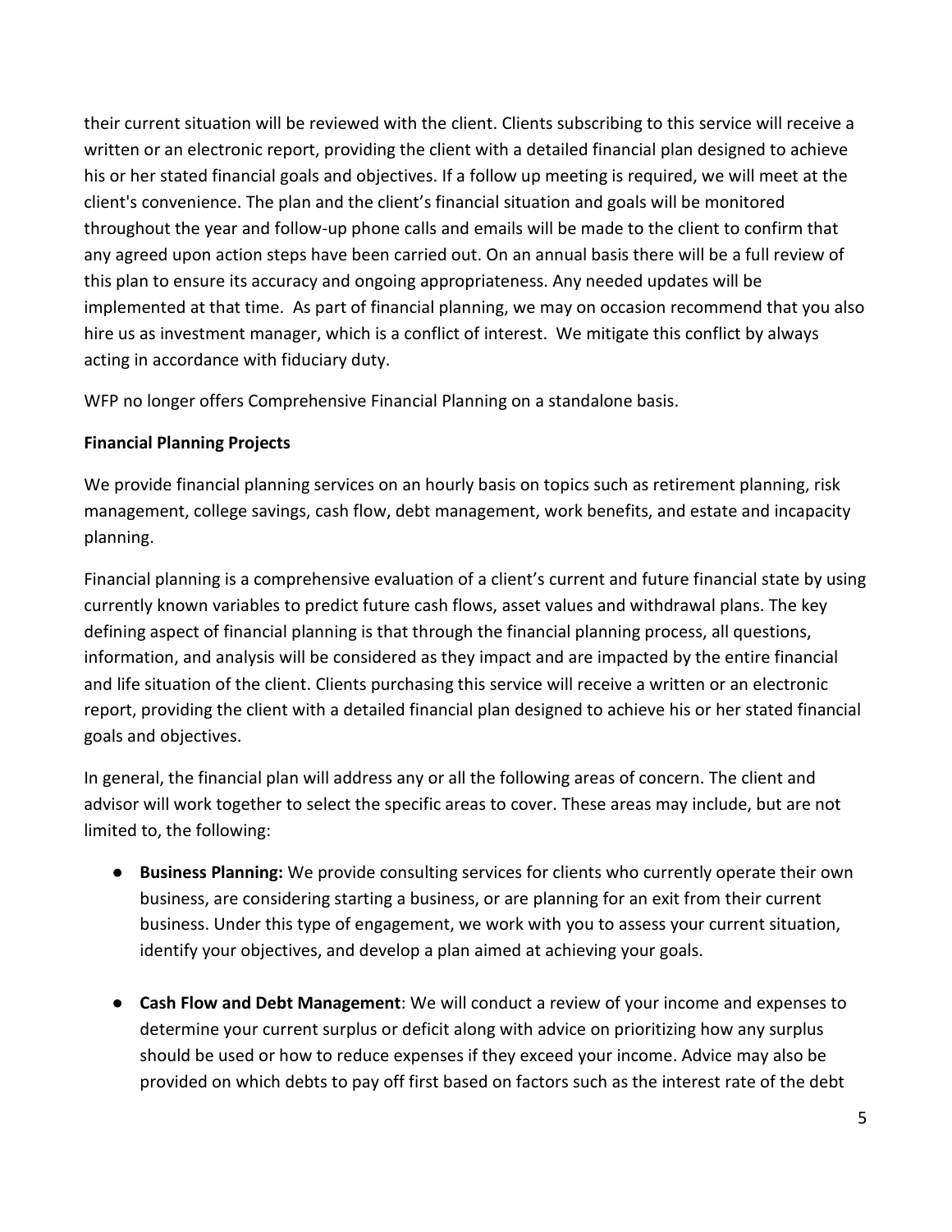their current situation will be reviewed with the client. Clients subscribing to this service will receive a written or an electronic report, providing the client with a detailed financial plan designed to achieve his or her stated financial goals and objectives. If a follow up meeting is required, we will meet at the client's convenience. The plan and the client's financial situation and goals will be monitored throughout the year and follow-up phone calls and emails will be made to the client to confirm that any agreed upon action steps have been carried out. On an annual basis there will be a full review of this plan to ensure its accuracy and ongoing appropriateness. Any needed updates will be implemented at that time. As part of financial planning, we may on occasion recommend that you also hire us as investment manager, which is a conflict of interest. We mitigate this conflict by always acting in accordance with fiduciary duty.

WFP no longer offers Comprehensive Financial Planning on a standalone basis.

**Financial Planning Projects**

We provide financial planning services on an hourly basis on topics such as retirement planning, risk management, college savings, cash flow, debt management, work benefits, and estate and incapacity planning.

Financial planning is a comprehensive evaluation of a client's current and future financial state by using currently known variables to predict future cash flows, asset values and withdrawal plans. The key defining aspect of financial planning is that through the financial planning process, all questions, information, and analysis will be considered as they impact and are impacted by the entire financial and life situation of the client. Clients purchasing this service will receive a written or an electronic report, providing the client with a detailed financial plan designed to achieve his or her stated financial goals and objectives.

In general, the financial plan will address any or all the following areas of concern. The client and advisor will work together to select the specific areas to cover. These areas may include, but are not limited to, the following:

- **Business Planning:** We provide consulting services for clients who currently operate their own business, are considering starting a business, or are planning for an exit from their current business. Under this type of engagement, we work with you to assess your current situation, identify your objectives, and develop a plan aimed at achieving your goals.

- **Cash Flow and Debt Management**: We will conduct a review of your income and expenses to determine your current surplus or deficit along with advice on prioritizing how any surplus should be used or how to reduce expenses if they exceed your income. Advice may also be provided on which debts to pay off first based on factors such as the interest rate of the debt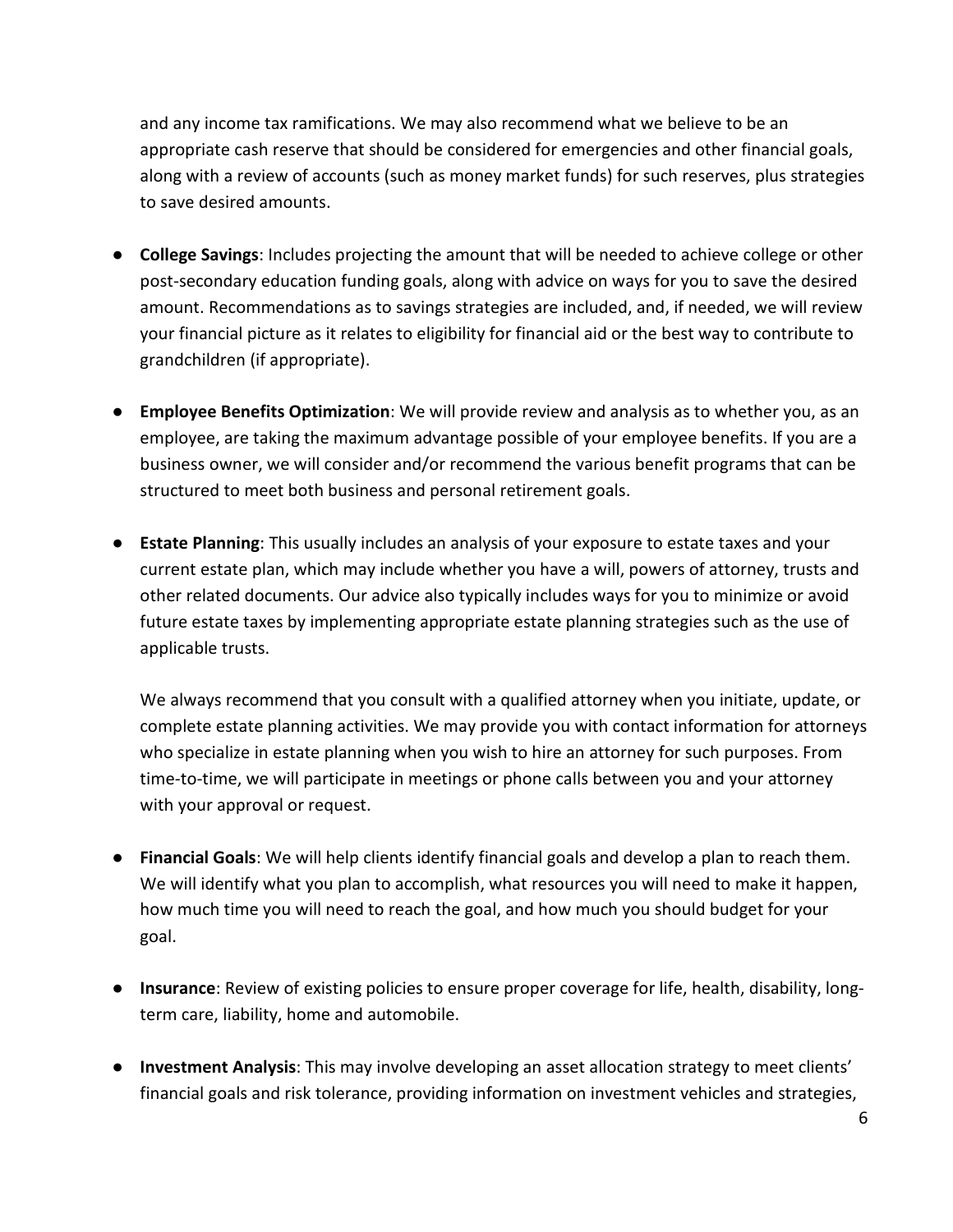and any income tax ramifications. We may also recommend what we believe to be an appropriate cash reserve that should be considered for emergencies and other financial goals, along with a review of accounts (such as money market funds) for such reserves, plus strategies to save desired amounts.

- **College Savings**: Includes projecting the amount that will be needed to achieve college or other post-secondary education funding goals, along with advice on ways for you to save the desired amount. Recommendations as to savings strategies are included, and, if needed, we will review your financial picture as it relates to eligibility for financial aid or the best way to contribute to grandchildren (if appropriate).

- **Employee Benefits Optimization**: We will provide review and analysis as to whether you, as an employee, are taking the maximum advantage possible of your employee benefits. If you are a business owner, we will consider and/or recommend the various benefit programs that can be structured to meet both business and personal retirement goals.

- **Estate Planning**: This usually includes an analysis of your exposure to estate taxes and your current estate plan, which may include whether you have a will, powers of attorney, trusts and other related documents. Our advice also typically includes ways for you to minimize or avoid future estate taxes by implementing appropriate estate planning strategies such as the use of applicable trusts.

  We always recommend that you consult with a qualified attorney when you initiate, update, or complete estate planning activities. We may provide you with contact information for attorneys who specialize in estate planning when you wish to hire an attorney for such purposes. From time-to-time, we will participate in meetings or phone calls between you and your attorney with your approval or request.

- **Financial Goals**: We will help clients identify financial goals and develop a plan to reach them. We will identify what you plan to accomplish, what resources you will need to make it happen, how much time you will need to reach the goal, and how much you should budget for your goal.

- **Insurance**: Review of existing policies to ensure proper coverage for life, health, disability, long-term care, liability, home and automobile.

- **Investment Analysis**: This may involve developing an asset allocation strategy to meet clients' financial goals and risk tolerance, providing information on investment vehicles and strategies,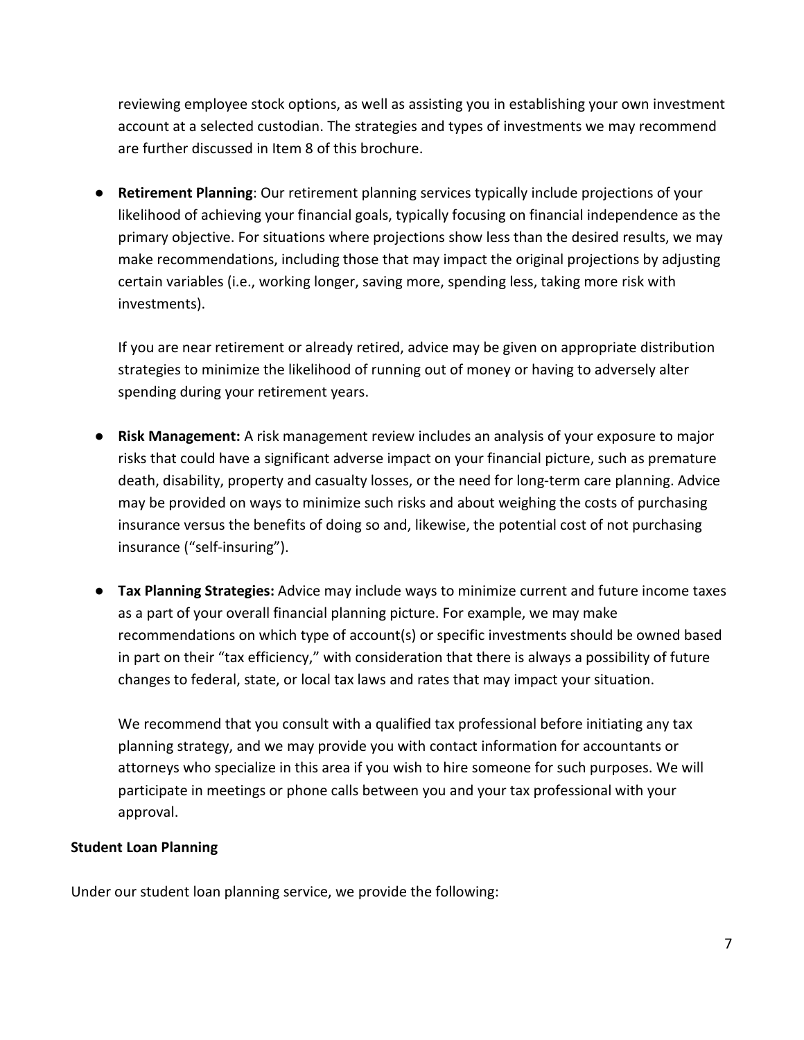reviewing employee stock options, as well as assisting you in establishing your own investment account at a selected custodian. The strategies and types of investments we may recommend are further discussed in Item 8 of this brochure.

- **Retirement Planning**: Our retirement planning services typically include projections of your likelihood of achieving your financial goals, typically focusing on financial independence as the primary objective. For situations where projections show less than the desired results, we may make recommendations, including those that may impact the original projections by adjusting certain variables (i.e., working longer, saving more, spending less, taking more risk with investments).

  If you are near retirement or already retired, advice may be given on appropriate distribution strategies to minimize the likelihood of running out of money or having to adversely alter spending during your retirement years.

- **Risk Management:** A risk management review includes an analysis of your exposure to major risks that could have a significant adverse impact on your financial picture, such as premature death, disability, property and casualty losses, or the need for long-term care planning. Advice may be provided on ways to minimize such risks and about weighing the costs of purchasing insurance versus the benefits of doing so and, likewise, the potential cost of not purchasing insurance ("self-insuring").

- **Tax Planning Strategies:** Advice may include ways to minimize current and future income taxes as a part of your overall financial planning picture. For example, we may make recommendations on which type of account(s) or specific investments should be owned based in part on their "tax efficiency," with consideration that there is always a possibility of future changes to federal, state, or local tax laws and rates that may impact your situation.

  We recommend that you consult with a qualified tax professional before initiating any tax planning strategy, and we may provide you with contact information for accountants or attorneys who specialize in this area if you wish to hire someone for such purposes. We will participate in meetings or phone calls between you and your tax professional with your approval.

**Student Loan Planning**

Under our student loan planning service, we provide the following: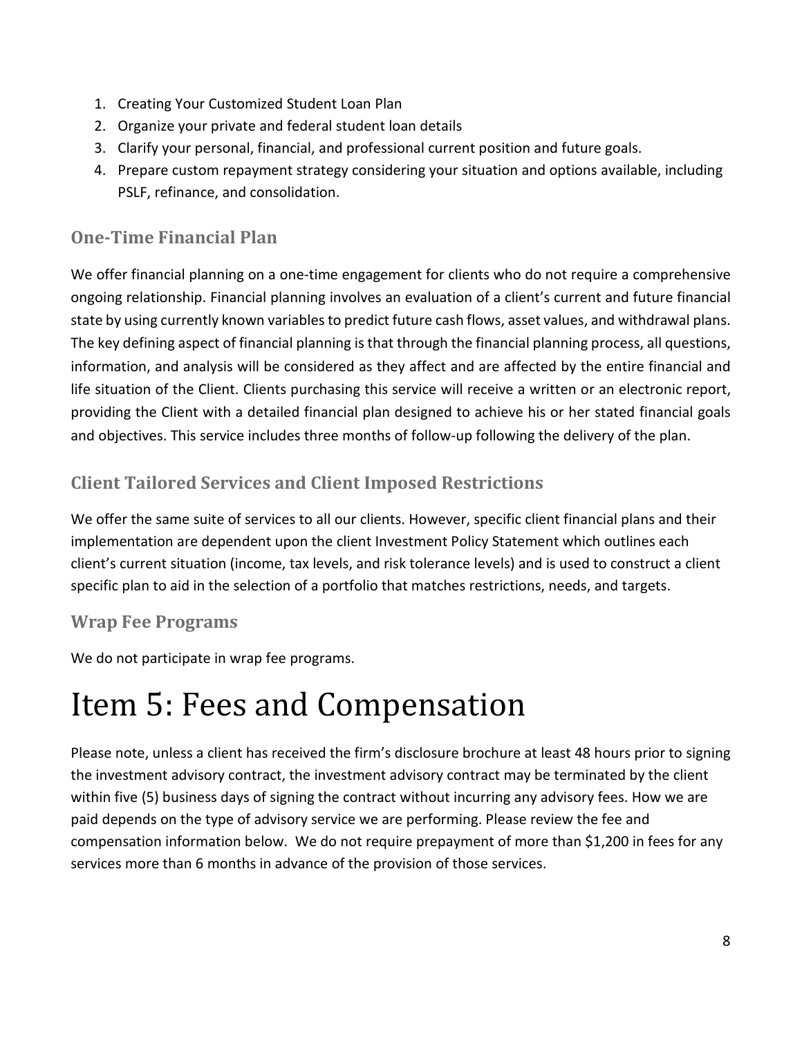1. Creating Your Customized Student Loan Plan
2. Organize your private and federal student loan details
3. Clarify your personal, financial, and professional current position and future goals.
4. Prepare custom repayment strategy considering your situation and options available, including PSLF, refinance, and consolidation.

### One-Time Financial Plan

We offer financial planning on a one-time engagement for clients who do not require a comprehensive ongoing relationship. Financial planning involves an evaluation of a client's current and future financial state by using currently known variables to predict future cash flows, asset values, and withdrawal plans. The key defining aspect of financial planning is that through the financial planning process, all questions, information, and analysis will be considered as they affect and are affected by the entire financial and life situation of the Client. Clients purchasing this service will receive a written or an electronic report, providing the Client with a detailed financial plan designed to achieve his or her stated financial goals and objectives. This service includes three months of follow-up following the delivery of the plan.

### Client Tailored Services and Client Imposed Restrictions

We offer the same suite of services to all our clients. However, specific client financial plans and their implementation are dependent upon the client Investment Policy Statement which outlines each client's current situation (income, tax levels, and risk tolerance levels) and is used to construct a client specific plan to aid in the selection of a portfolio that matches restrictions, needs, and targets.

### Wrap Fee Programs

We do not participate in wrap fee programs.

# Item 5: Fees and Compensation

Please note, unless a client has received the firm's disclosure brochure at least 48 hours prior to signing the investment advisory contract, the investment advisory contract may be terminated by the client within five (5) business days of signing the contract without incurring any advisory fees. How we are paid depends on the type of advisory service we are performing. Please review the fee and compensation information below. We do not require prepayment of more than $1,200 in fees for any services more than 6 months in advance of the provision of those services.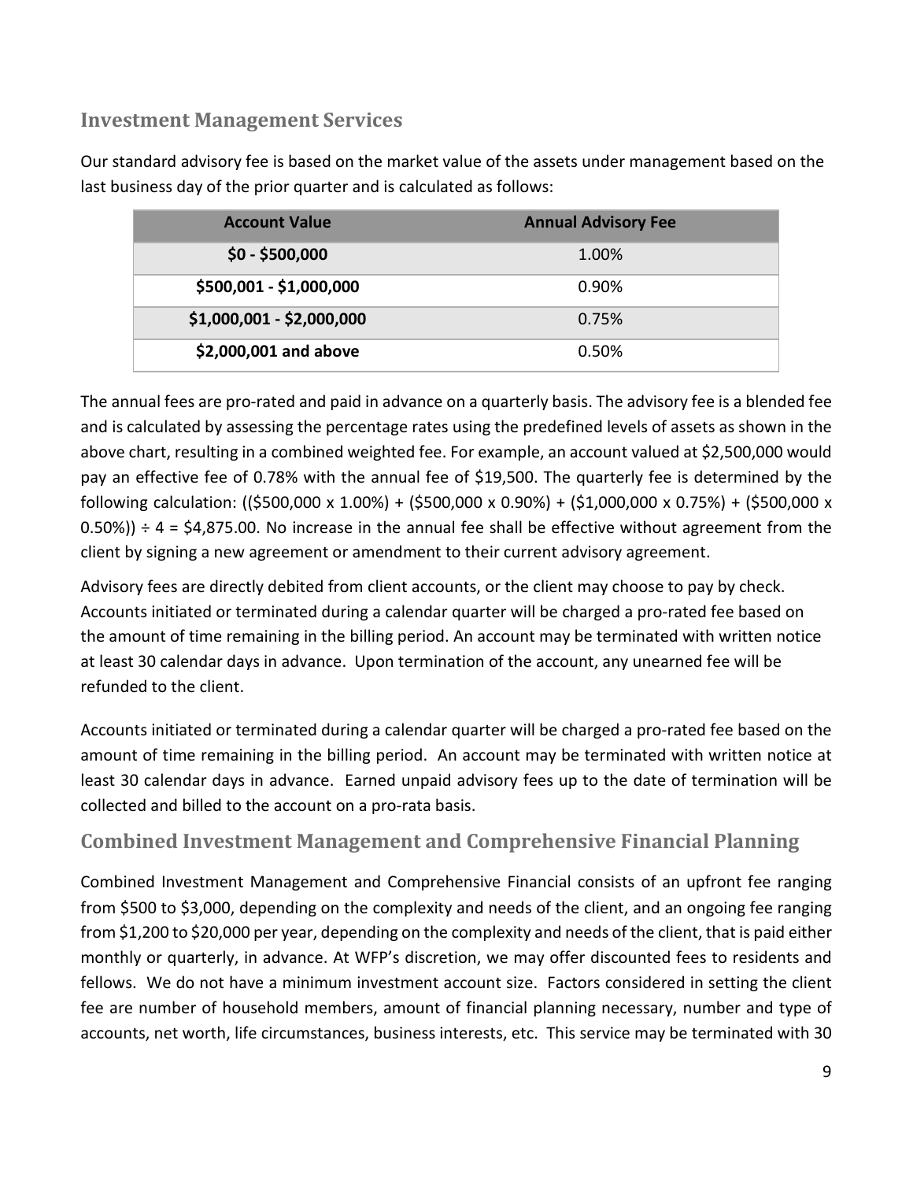## Investment Management Services

Our standard advisory fee is based on the market value of the assets under management based on the last business day of the prior quarter and is calculated as follows:

| Account Value | Annual Advisory Fee |
|---|---|
| **$0 - $500,000** | 1.00% |
| **$500,001 - $1,000,000** | 0.90% |
| **$1,000,001 - $2,000,000** | 0.75% |
| **$2,000,001 and above** | 0.50% |

The annual fees are pro-rated and paid in advance on a quarterly basis. The advisory fee is a blended fee and is calculated by assessing the percentage rates using the predefined levels of assets as shown in the above chart, resulting in a combined weighted fee. For example, an account valued at $2,500,000 would pay an effective fee of 0.78% with the annual fee of $19,500. The quarterly fee is determined by the following calculation: (($500,000 x 1.00%) + ($500,000 x 0.90%) + ($1,000,000 x 0.75%) + ($500,000 x 0.50%)) ÷ 4 = $4,875.00. No increase in the annual fee shall be effective without agreement from the client by signing a new agreement or amendment to their current advisory agreement.

Advisory fees are directly debited from client accounts, or the client may choose to pay by check. Accounts initiated or terminated during a calendar quarter will be charged a pro-rated fee based on the amount of time remaining in the billing period. An account may be terminated with written notice at least 30 calendar days in advance. Upon termination of the account, any unearned fee will be refunded to the client.

Accounts initiated or terminated during a calendar quarter will be charged a pro-rated fee based on the amount of time remaining in the billing period. An account may be terminated with written notice at least 30 calendar days in advance. Earned unpaid advisory fees up to the date of termination will be collected and billed to the account on a pro-rata basis.

## Combined Investment Management and Comprehensive Financial Planning

Combined Investment Management and Comprehensive Financial consists of an upfront fee ranging from $500 to $3,000, depending on the complexity and needs of the client, and an ongoing fee ranging from $1,200 to $20,000 per year, depending on the complexity and needs of the client, that is paid either monthly or quarterly, in advance. At WFP's discretion, we may offer discounted fees to residents and fellows. We do not have a minimum investment account size. Factors considered in setting the client fee are number of household members, amount of financial planning necessary, number and type of accounts, net worth, life circumstances, business interests, etc. This service may be terminated with 30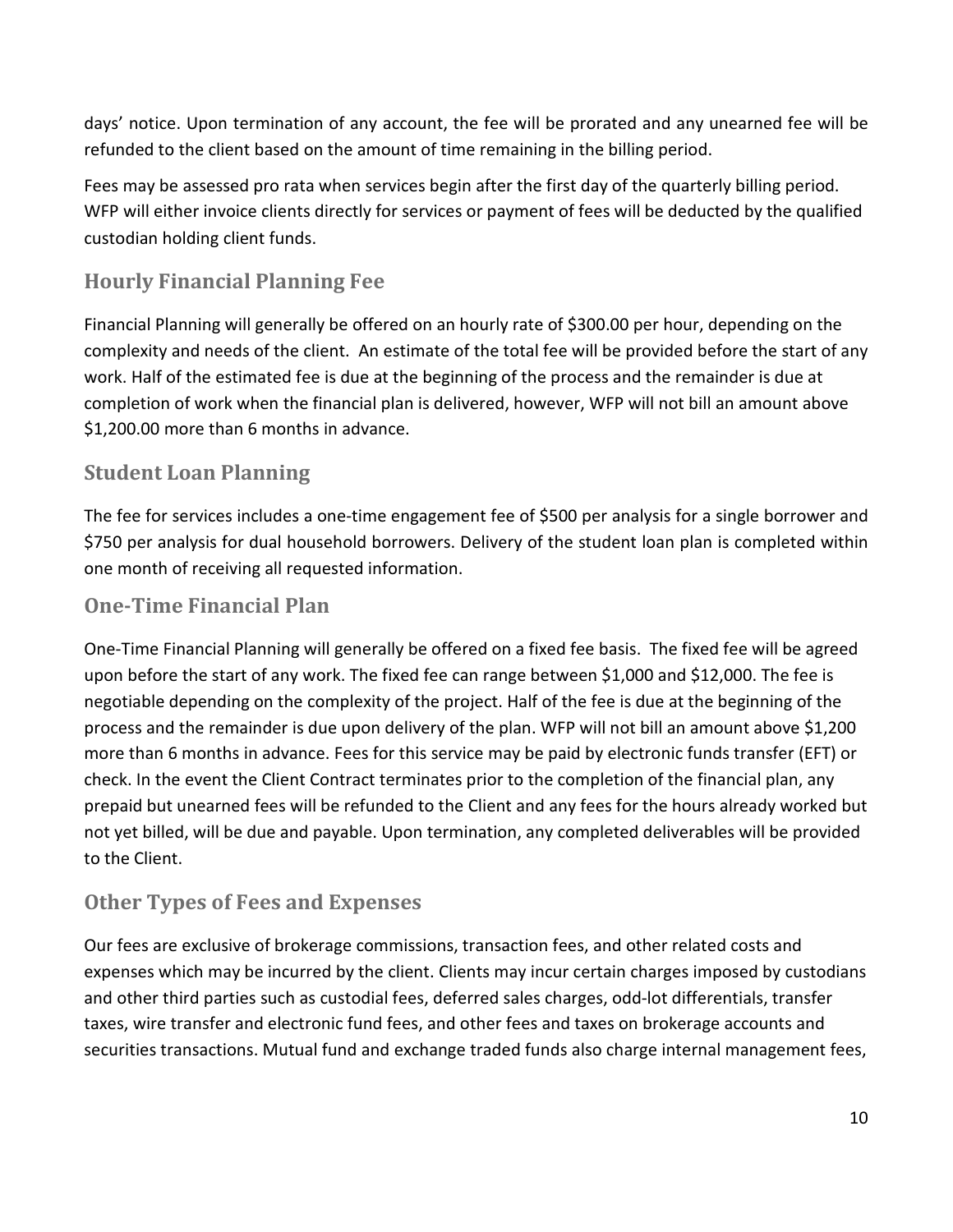days' notice. Upon termination of any account, the fee will be prorated and any unearned fee will be refunded to the client based on the amount of time remaining in the billing period.

Fees may be assessed pro rata when services begin after the first day of the quarterly billing period. WFP will either invoice clients directly for services or payment of fees will be deducted by the qualified custodian holding client funds.

## Hourly Financial Planning Fee

Financial Planning will generally be offered on an hourly rate of $300.00 per hour, depending on the complexity and needs of the client. An estimate of the total fee will be provided before the start of any work. Half of the estimated fee is due at the beginning of the process and the remainder is due at completion of work when the financial plan is delivered, however, WFP will not bill an amount above $1,200.00 more than 6 months in advance.

## Student Loan Planning

The fee for services includes a one-time engagement fee of $500 per analysis for a single borrower and $750 per analysis for dual household borrowers. Delivery of the student loan plan is completed within one month of receiving all requested information.

## One-Time Financial Plan

One-Time Financial Planning will generally be offered on a fixed fee basis. The fixed fee will be agreed upon before the start of any work. The fixed fee can range between $1,000 and $12,000. The fee is negotiable depending on the complexity of the project. Half of the fee is due at the beginning of the process and the remainder is due upon delivery of the plan. WFP will not bill an amount above $1,200 more than 6 months in advance. Fees for this service may be paid by electronic funds transfer (EFT) or check. In the event the Client Contract terminates prior to the completion of the financial plan, any prepaid but unearned fees will be refunded to the Client and any fees for the hours already worked but not yet billed, will be due and payable. Upon termination, any completed deliverables will be provided to the Client.

## Other Types of Fees and Expenses

Our fees are exclusive of brokerage commissions, transaction fees, and other related costs and expenses which may be incurred by the client. Clients may incur certain charges imposed by custodians and other third parties such as custodial fees, deferred sales charges, odd-lot differentials, transfer taxes, wire transfer and electronic fund fees, and other fees and taxes on brokerage accounts and securities transactions. Mutual fund and exchange traded funds also charge internal management fees,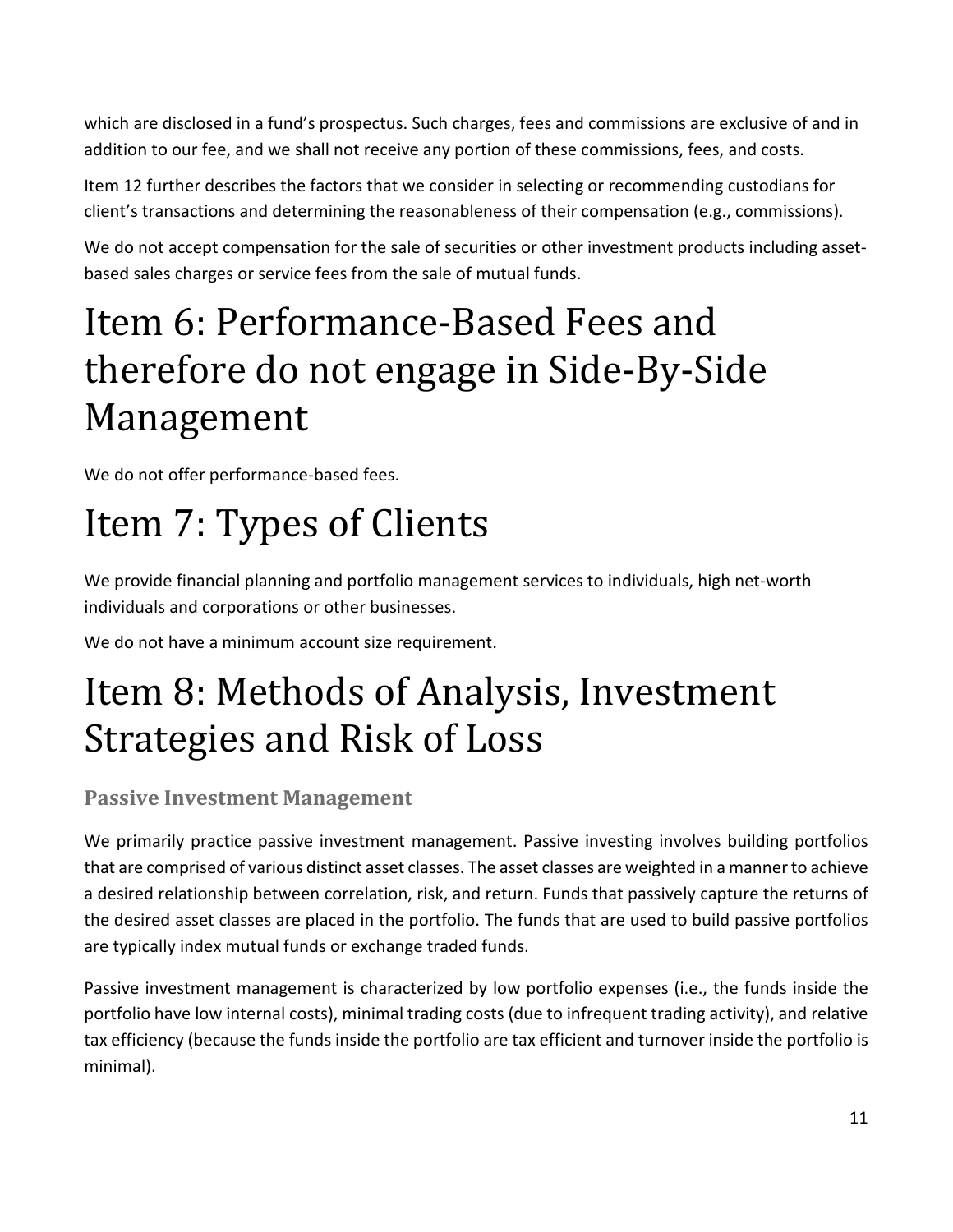which are disclosed in a fund's prospectus. Such charges, fees and commissions are exclusive of and in addition to our fee, and we shall not receive any portion of these commissions, fees, and costs.

Item 12 further describes the factors that we consider in selecting or recommending custodians for client's transactions and determining the reasonableness of their compensation (e.g., commissions).

We do not accept compensation for the sale of securities or other investment products including asset-based sales charges or service fees from the sale of mutual funds.

# Item 6: Performance-Based Fees and therefore do not engage in Side-By-Side Management

We do not offer performance-based fees.

# Item 7: Types of Clients

We provide financial planning and portfolio management services to individuals, high net-worth individuals and corporations or other businesses.

We do not have a minimum account size requirement.

# Item 8: Methods of Analysis, Investment Strategies and Risk of Loss

### Passive Investment Management

We primarily practice passive investment management. Passive investing involves building portfolios that are comprised of various distinct asset classes. The asset classes are weighted in a manner to achieve a desired relationship between correlation, risk, and return. Funds that passively capture the returns of the desired asset classes are placed in the portfolio. The funds that are used to build passive portfolios are typically index mutual funds or exchange traded funds.

Passive investment management is characterized by low portfolio expenses (i.e., the funds inside the portfolio have low internal costs), minimal trading costs (due to infrequent trading activity), and relative tax efficiency (because the funds inside the portfolio are tax efficient and turnover inside the portfolio is minimal).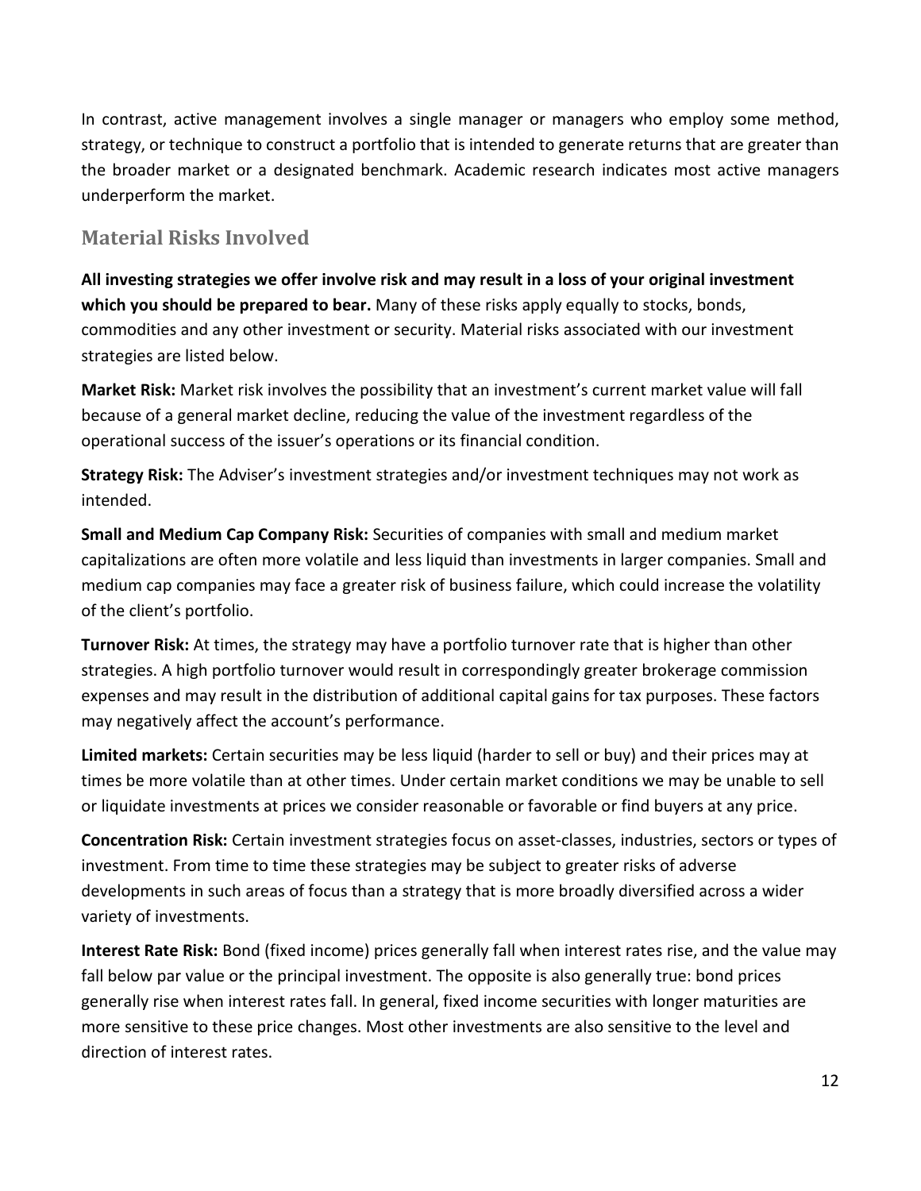In contrast, active management involves a single manager or managers who employ some method, strategy, or technique to construct a portfolio that is intended to generate returns that are greater than the broader market or a designated benchmark. Academic research indicates most active managers underperform the market.

## Material Risks Involved

**All investing strategies we offer involve risk and may result in a loss of your original investment which you should be prepared to bear.** Many of these risks apply equally to stocks, bonds, commodities and any other investment or security. Material risks associated with our investment strategies are listed below.

**Market Risk:** Market risk involves the possibility that an investment's current market value will fall because of a general market decline, reducing the value of the investment regardless of the operational success of the issuer's operations or its financial condition.

**Strategy Risk:** The Adviser's investment strategies and/or investment techniques may not work as intended.

**Small and Medium Cap Company Risk:** Securities of companies with small and medium market capitalizations are often more volatile and less liquid than investments in larger companies. Small and medium cap companies may face a greater risk of business failure, which could increase the volatility of the client's portfolio.

**Turnover Risk:** At times, the strategy may have a portfolio turnover rate that is higher than other strategies. A high portfolio turnover would result in correspondingly greater brokerage commission expenses and may result in the distribution of additional capital gains for tax purposes. These factors may negatively affect the account's performance.

**Limited markets:** Certain securities may be less liquid (harder to sell or buy) and their prices may at times be more volatile than at other times. Under certain market conditions we may be unable to sell or liquidate investments at prices we consider reasonable or favorable or find buyers at any price.

**Concentration Risk:** Certain investment strategies focus on asset-classes, industries, sectors or types of investment. From time to time these strategies may be subject to greater risks of adverse developments in such areas of focus than a strategy that is more broadly diversified across a wider variety of investments.

**Interest Rate Risk:** Bond (fixed income) prices generally fall when interest rates rise, and the value may fall below par value or the principal investment. The opposite is also generally true: bond prices generally rise when interest rates fall. In general, fixed income securities with longer maturities are more sensitive to these price changes. Most other investments are also sensitive to the level and direction of interest rates.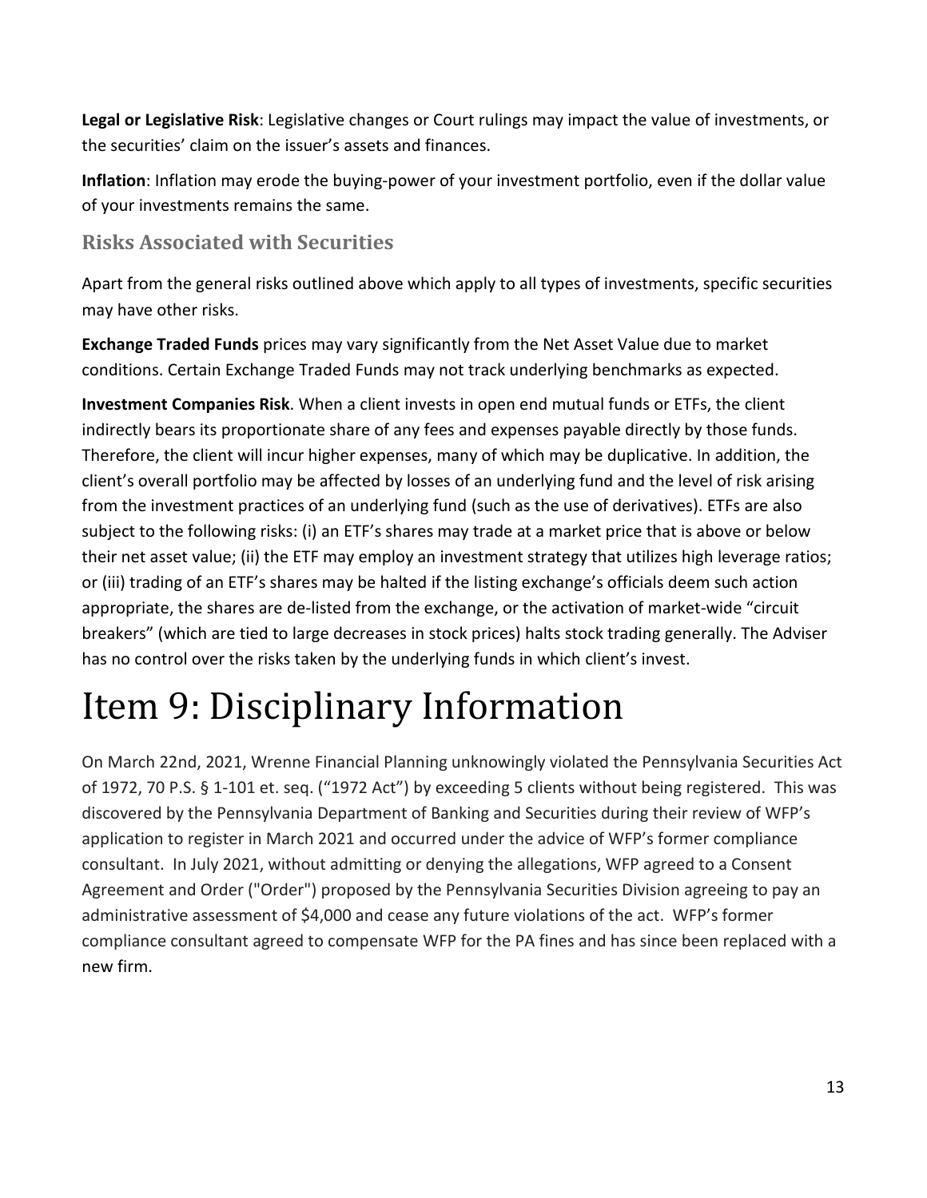**Legal or Legislative Risk**: Legislative changes or Court rulings may impact the value of investments, or the securities' claim on the issuer's assets and finances.

**Inflation**: Inflation may erode the buying-power of your investment portfolio, even if the dollar value of your investments remains the same.

### Risks Associated with Securities

Apart from the general risks outlined above which apply to all types of investments, specific securities may have other risks.

**Exchange Traded Funds** prices may vary significantly from the Net Asset Value due to market conditions. Certain Exchange Traded Funds may not track underlying benchmarks as expected.

**Investment Companies Risk**. When a client invests in open end mutual funds or ETFs, the client indirectly bears its proportionate share of any fees and expenses payable directly by those funds. Therefore, the client will incur higher expenses, many of which may be duplicative. In addition, the client's overall portfolio may be affected by losses of an underlying fund and the level of risk arising from the investment practices of an underlying fund (such as the use of derivatives). ETFs are also subject to the following risks: (i) an ETF's shares may trade at a market price that is above or below their net asset value; (ii) the ETF may employ an investment strategy that utilizes high leverage ratios; or (iii) trading of an ETF's shares may be halted if the listing exchange's officials deem such action appropriate, the shares are de-listed from the exchange, or the activation of market-wide "circuit breakers" (which are tied to large decreases in stock prices) halts stock trading generally. The Adviser has no control over the risks taken by the underlying funds in which client's invest.

# Item 9: Disciplinary Information

On March 22nd, 2021, Wrenne Financial Planning unknowingly violated the Pennsylvania Securities Act of 1972, 70 P.S. § 1-101 et. seq. ("1972 Act") by exceeding 5 clients without being registered. This was discovered by the Pennsylvania Department of Banking and Securities during their review of WFP's application to register in March 2021 and occurred under the advice of WFP's former compliance consultant. In July 2021, without admitting or denying the allegations, WFP agreed to a Consent Agreement and Order ("Order") proposed by the Pennsylvania Securities Division agreeing to pay an administrative assessment of $4,000 and cease any future violations of the act. WFP's former compliance consultant agreed to compensate WFP for the PA fines and has since been replaced with a new firm.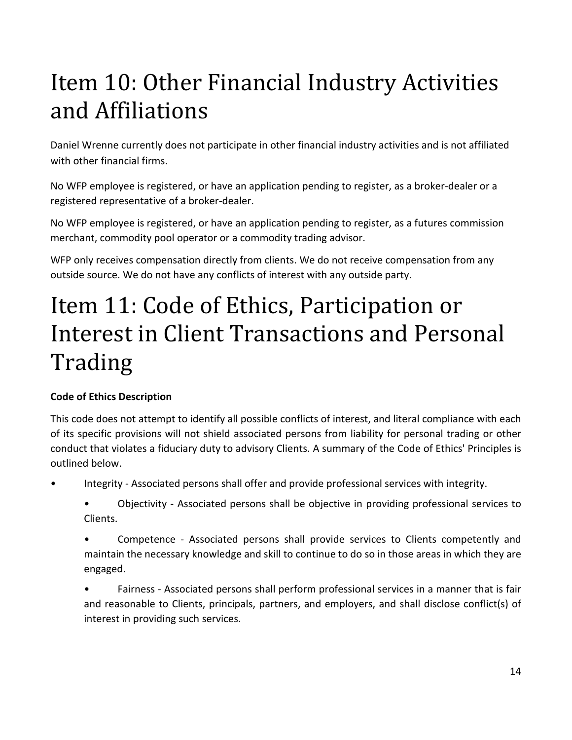# Item 10: Other Financial Industry Activities and Affiliations

Daniel Wrenne currently does not participate in other financial industry activities and is not affiliated with other financial firms.

No WFP employee is registered, or have an application pending to register, as a broker-dealer or a registered representative of a broker-dealer.

No WFP employee is registered, or have an application pending to register, as a futures commission merchant, commodity pool operator or a commodity trading advisor.

WFP only receives compensation directly from clients. We do not receive compensation from any outside source. We do not have any conflicts of interest with any outside party.

# Item 11: Code of Ethics, Participation or Interest in Client Transactions and Personal Trading

**Code of Ethics Description**

This code does not attempt to identify all possible conflicts of interest, and literal compliance with each of its specific provisions will not shield associated persons from liability for personal trading or other conduct that violates a fiduciary duty to advisory Clients. A summary of the Code of Ethics' Principles is outlined below.

- Integrity - Associated persons shall offer and provide professional services with integrity.
    - Objectivity - Associated persons shall be objective in providing professional services to Clients.
    - Competence - Associated persons shall provide services to Clients competently and maintain the necessary knowledge and skill to continue to do so in those areas in which they are engaged.
    - Fairness - Associated persons shall perform professional services in a manner that is fair and reasonable to Clients, principals, partners, and employers, and shall disclose conflict(s) of interest in providing such services.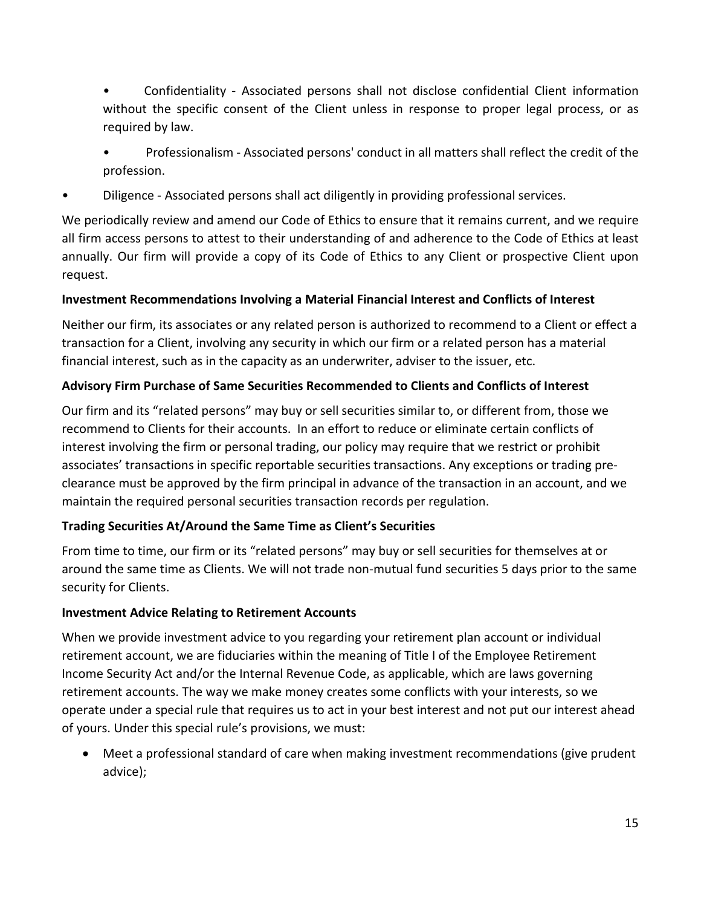- Confidentiality - Associated persons shall not disclose confidential Client information without the specific consent of the Client unless in response to proper legal process, or as required by law.
- Professionalism - Associated persons' conduct in all matters shall reflect the credit of the profession.
- Diligence - Associated persons shall act diligently in providing professional services.

We periodically review and amend our Code of Ethics to ensure that it remains current, and we require all firm access persons to attest to their understanding of and adherence to the Code of Ethics at least annually. Our firm will provide a copy of its Code of Ethics to any Client or prospective Client upon request.

**Investment Recommendations Involving a Material Financial Interest and Conflicts of Interest**

Neither our firm, its associates or any related person is authorized to recommend to a Client or effect a transaction for a Client, involving any security in which our firm or a related person has a material financial interest, such as in the capacity as an underwriter, adviser to the issuer, etc.

**Advisory Firm Purchase of Same Securities Recommended to Clients and Conflicts of Interest**

Our firm and its "related persons" may buy or sell securities similar to, or different from, those we recommend to Clients for their accounts. In an effort to reduce or eliminate certain conflicts of interest involving the firm or personal trading, our policy may require that we restrict or prohibit associates' transactions in specific reportable securities transactions. Any exceptions or trading pre-clearance must be approved by the firm principal in advance of the transaction in an account, and we maintain the required personal securities transaction records per regulation.

**Trading Securities At/Around the Same Time as Client's Securities**

From time to time, our firm or its "related persons" may buy or sell securities for themselves at or around the same time as Clients. We will not trade non-mutual fund securities 5 days prior to the same security for Clients.

**Investment Advice Relating to Retirement Accounts**

When we provide investment advice to you regarding your retirement plan account or individual retirement account, we are fiduciaries within the meaning of Title I of the Employee Retirement Income Security Act and/or the Internal Revenue Code, as applicable, which are laws governing retirement accounts. The way we make money creates some conflicts with your interests, so we operate under a special rule that requires us to act in your best interest and not put our interest ahead of yours. Under this special rule's provisions, we must:

- Meet a professional standard of care when making investment recommendations (give prudent advice);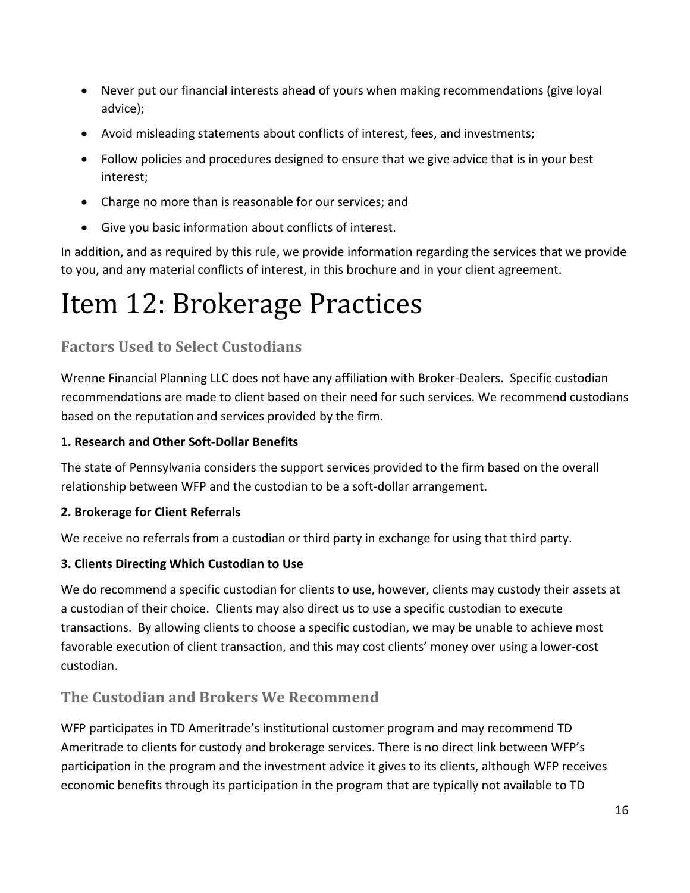- Never put our financial interests ahead of yours when making recommendations (give loyal advice);
- Avoid misleading statements about conflicts of interest, fees, and investments;
- Follow policies and procedures designed to ensure that we give advice that is in your best interest;
- Charge no more than is reasonable for our services; and
- Give you basic information about conflicts of interest.

In addition, and as required by this rule, we provide information regarding the services that we provide to you, and any material conflicts of interest, in this brochure and in your client agreement.

# Item 12: Brokerage Practices

## Factors Used to Select Custodians

Wrenne Financial Planning LLC does not have any affiliation with Broker-Dealers. Specific custodian recommendations are made to client based on their need for such services. We recommend custodians based on the reputation and services provided by the firm.

**1. Research and Other Soft-Dollar Benefits**

The state of Pennsylvania considers the support services provided to the firm based on the overall relationship between WFP and the custodian to be a soft-dollar arrangement.

**2. Brokerage for Client Referrals**

We receive no referrals from a custodian or third party in exchange for using that third party.

**3. Clients Directing Which Custodian to Use**

We do recommend a specific custodian for clients to use, however, clients may custody their assets at a custodian of their choice. Clients may also direct us to use a specific custodian to execute transactions. By allowing clients to choose a specific custodian, we may be unable to achieve most favorable execution of client transaction, and this may cost clients' money over using a lower-cost custodian.

## The Custodian and Brokers We Recommend

WFP participates in TD Ameritrade's institutional customer program and may recommend TD Ameritrade to clients for custody and brokerage services. There is no direct link between WFP's participation in the program and the investment advice it gives to its clients, although WFP receives economic benefits through its participation in the program that are typically not available to TD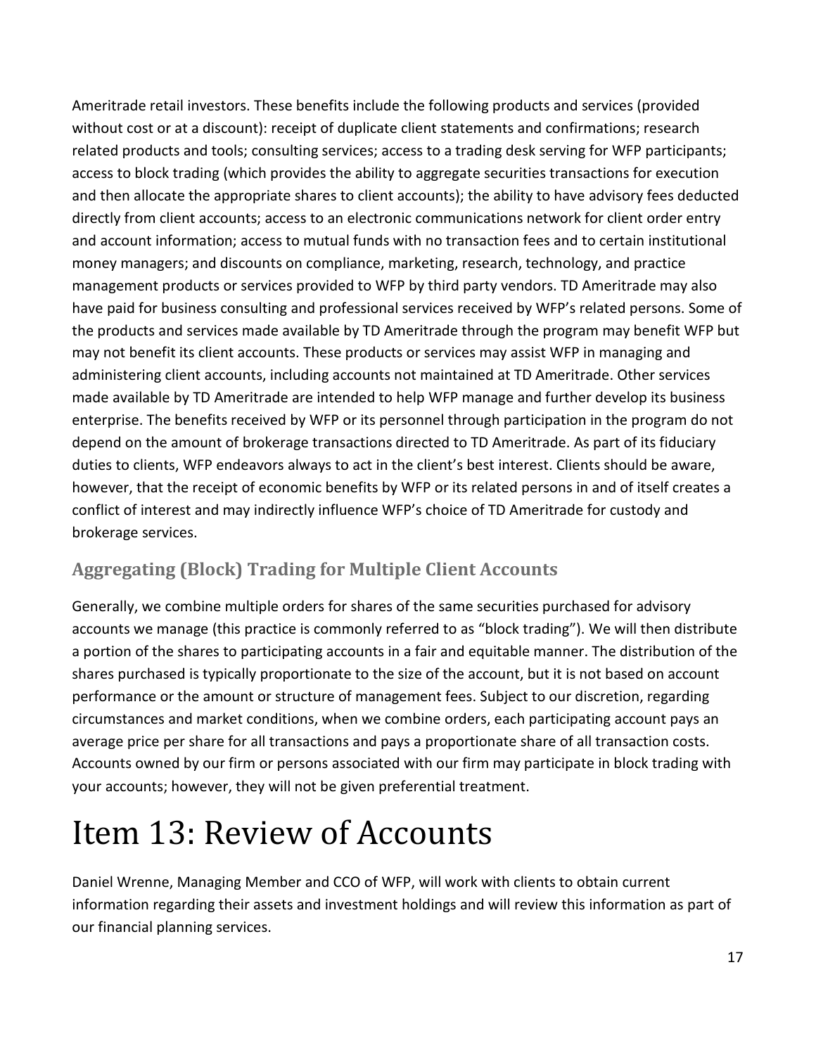Ameritrade retail investors. These benefits include the following products and services (provided without cost or at a discount): receipt of duplicate client statements and confirmations; research related products and tools; consulting services; access to a trading desk serving for WFP participants; access to block trading (which provides the ability to aggregate securities transactions for execution and then allocate the appropriate shares to client accounts); the ability to have advisory fees deducted directly from client accounts; access to an electronic communications network for client order entry and account information; access to mutual funds with no transaction fees and to certain institutional money managers; and discounts on compliance, marketing, research, technology, and practice management products or services provided to WFP by third party vendors. TD Ameritrade may also have paid for business consulting and professional services received by WFP's related persons. Some of the products and services made available by TD Ameritrade through the program may benefit WFP but may not benefit its client accounts. These products or services may assist WFP in managing and administering client accounts, including accounts not maintained at TD Ameritrade. Other services made available by TD Ameritrade are intended to help WFP manage and further develop its business enterprise. The benefits received by WFP or its personnel through participation in the program do not depend on the amount of brokerage transactions directed to TD Ameritrade. As part of its fiduciary duties to clients, WFP endeavors always to act in the client's best interest. Clients should be aware, however, that the receipt of economic benefits by WFP or its related persons in and of itself creates a conflict of interest and may indirectly influence WFP's choice of TD Ameritrade for custody and brokerage services.

## Aggregating (Block) Trading for Multiple Client Accounts

Generally, we combine multiple orders for shares of the same securities purchased for advisory accounts we manage (this practice is commonly referred to as "block trading"). We will then distribute a portion of the shares to participating accounts in a fair and equitable manner. The distribution of the shares purchased is typically proportionate to the size of the account, but it is not based on account performance or the amount or structure of management fees. Subject to our discretion, regarding circumstances and market conditions, when we combine orders, each participating account pays an average price per share for all transactions and pays a proportionate share of all transaction costs. Accounts owned by our firm or persons associated with our firm may participate in block trading with your accounts; however, they will not be given preferential treatment.

# Item 13: Review of Accounts

Daniel Wrenne, Managing Member and CCO of WFP, will work with clients to obtain current information regarding their assets and investment holdings and will review this information as part of our financial planning services.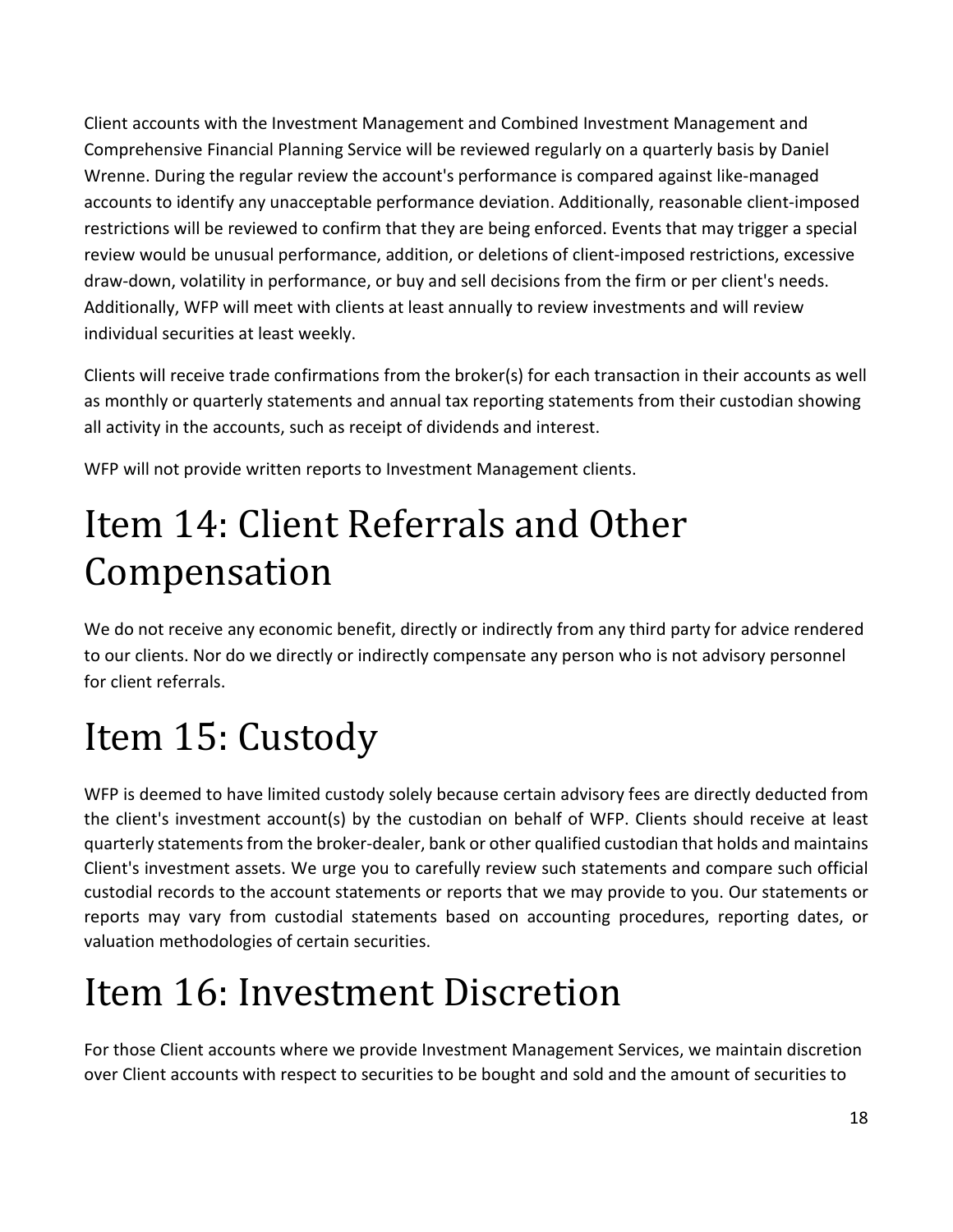Client accounts with the Investment Management and Combined Investment Management and Comprehensive Financial Planning Service will be reviewed regularly on a quarterly basis by Daniel Wrenne. During the regular review the account's performance is compared against like-managed accounts to identify any unacceptable performance deviation. Additionally, reasonable client-imposed restrictions will be reviewed to confirm that they are being enforced. Events that may trigger a special review would be unusual performance, addition, or deletions of client-imposed restrictions, excessive draw-down, volatility in performance, or buy and sell decisions from the firm or per client's needs. Additionally, WFP will meet with clients at least annually to review investments and will review individual securities at least weekly.

Clients will receive trade confirmations from the broker(s) for each transaction in their accounts as well as monthly or quarterly statements and annual tax reporting statements from their custodian showing all activity in the accounts, such as receipt of dividends and interest.

WFP will not provide written reports to Investment Management clients.

# Item 14: Client Referrals and Other Compensation

We do not receive any economic benefit, directly or indirectly from any third party for advice rendered to our clients. Nor do we directly or indirectly compensate any person who is not advisory personnel for client referrals.

# Item 15: Custody

WFP is deemed to have limited custody solely because certain advisory fees are directly deducted from the client's investment account(s) by the custodian on behalf of WFP. Clients should receive at least quarterly statements from the broker-dealer, bank or other qualified custodian that holds and maintains Client's investment assets. We urge you to carefully review such statements and compare such official custodial records to the account statements or reports that we may provide to you. Our statements or reports may vary from custodial statements based on accounting procedures, reporting dates, or valuation methodologies of certain securities.

# Item 16: Investment Discretion

For those Client accounts where we provide Investment Management Services, we maintain discretion over Client accounts with respect to securities to be bought and sold and the amount of securities to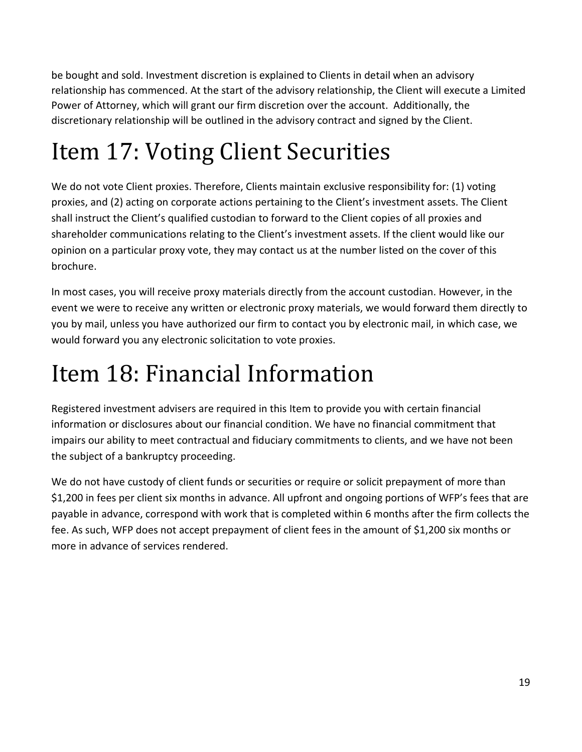be bought and sold. Investment discretion is explained to Clients in detail when an advisory relationship has commenced. At the start of the advisory relationship, the Client will execute a Limited Power of Attorney, which will grant our firm discretion over the account. Additionally, the discretionary relationship will be outlined in the advisory contract and signed by the Client.

# Item 17: Voting Client Securities

We do not vote Client proxies. Therefore, Clients maintain exclusive responsibility for: (1) voting proxies, and (2) acting on corporate actions pertaining to the Client's investment assets. The Client shall instruct the Client's qualified custodian to forward to the Client copies of all proxies and shareholder communications relating to the Client's investment assets. If the client would like our opinion on a particular proxy vote, they may contact us at the number listed on the cover of this brochure.

In most cases, you will receive proxy materials directly from the account custodian. However, in the event we were to receive any written or electronic proxy materials, we would forward them directly to you by mail, unless you have authorized our firm to contact you by electronic mail, in which case, we would forward you any electronic solicitation to vote proxies.

# Item 18: Financial Information

Registered investment advisers are required in this Item to provide you with certain financial information or disclosures about our financial condition. We have no financial commitment that impairs our ability to meet contractual and fiduciary commitments to clients, and we have not been the subject of a bankruptcy proceeding.

We do not have custody of client funds or securities or require or solicit prepayment of more than $1,200 in fees per client six months in advance. All upfront and ongoing portions of WFP's fees that are payable in advance, correspond with work that is completed within 6 months after the firm collects the fee. As such, WFP does not accept prepayment of client fees in the amount of $1,200 six months or more in advance of services rendered.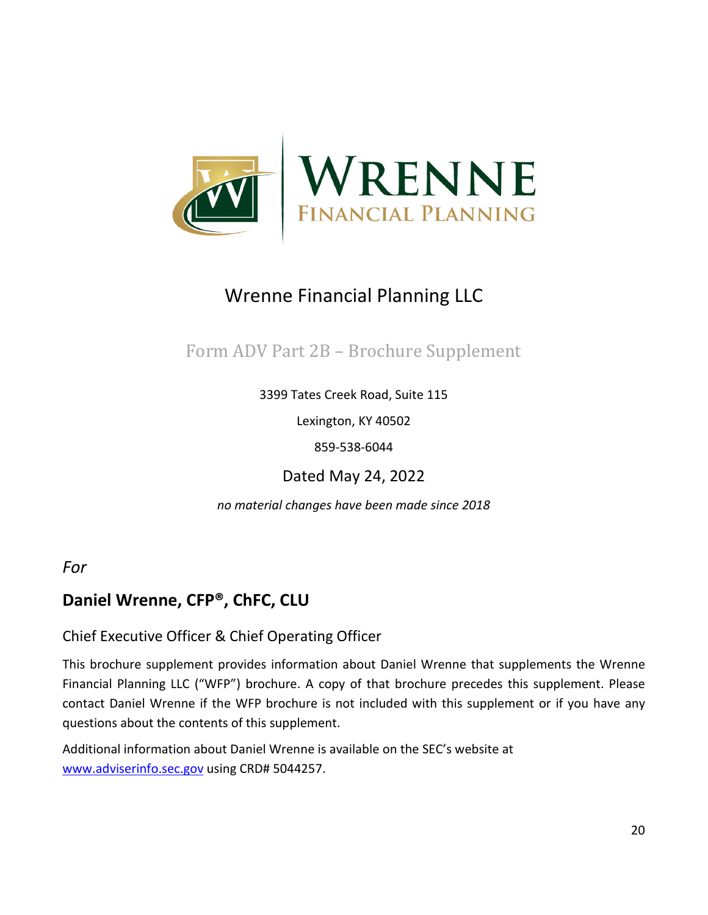# Wrenne Financial Planning LLC

## Form ADV Part 2B – Brochure Supplement

3399 Tates Creek Road, Suite 115

Lexington, KY 40502

859-538-6044

Dated May 24, 2022

*no material changes have been made since 2018*

*For*

## **Daniel Wrenne, CFP®, ChFC, CLU**

Chief Executive Officer & Chief Operating Officer

This brochure supplement provides information about Daniel Wrenne that supplements the Wrenne Financial Planning LLC ("WFP") brochure. A copy of that brochure precedes this supplement. Please contact Daniel Wrenne if the WFP brochure is not included with this supplement or if you have any questions about the contents of this supplement.

Additional information about Daniel Wrenne is available on the SEC's website at www.adviserinfo.sec.gov using CRD# 5044257.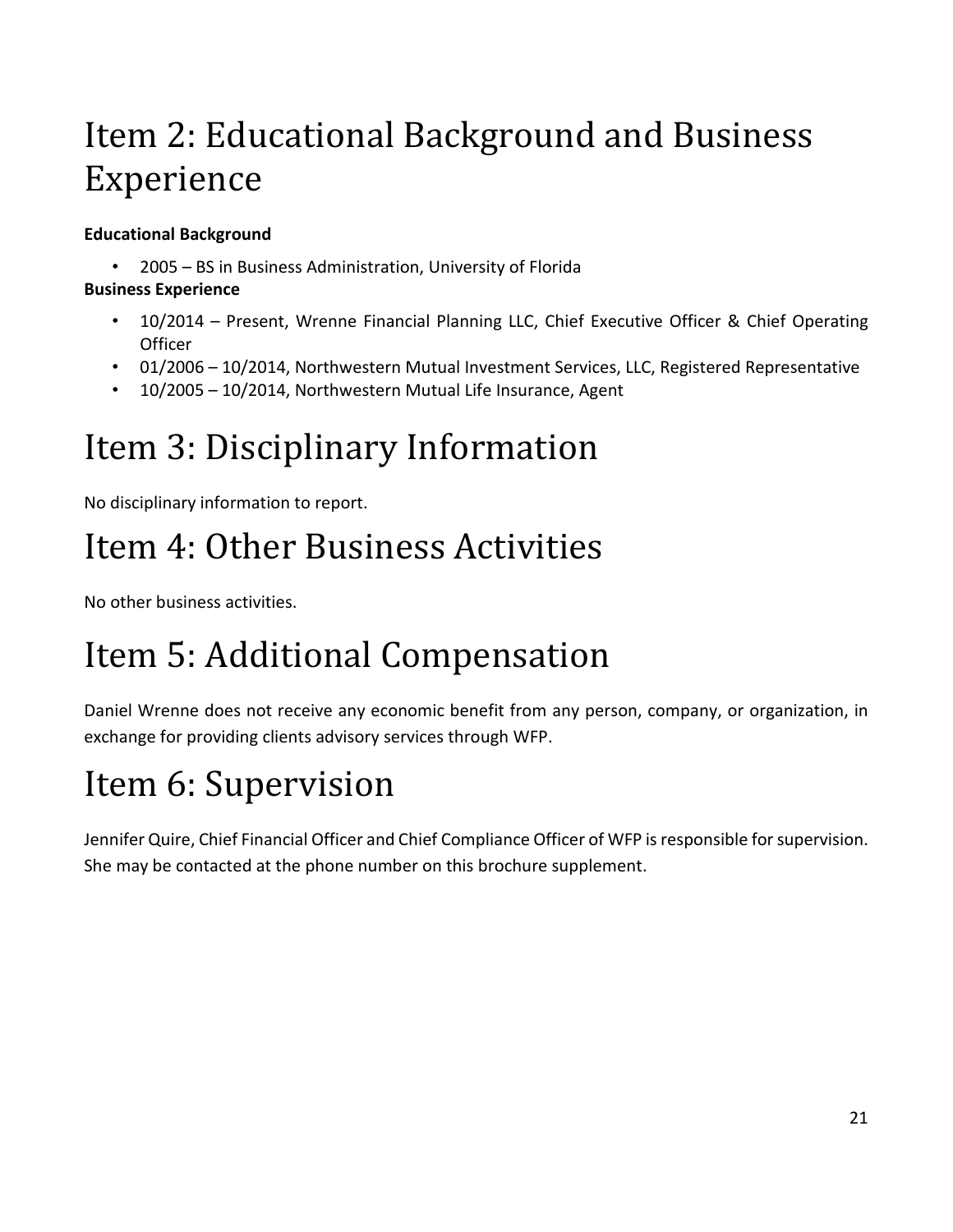# Item 2: Educational Background and Business Experience

**Educational Background**

- 2005 – BS in Business Administration, University of Florida

**Business Experience**

- 10/2014 – Present, Wrenne Financial Planning LLC, Chief Executive Officer & Chief Operating Officer
- 01/2006 – 10/2014, Northwestern Mutual Investment Services, LLC, Registered Representative
- 10/2005 – 10/2014, Northwestern Mutual Life Insurance, Agent

# Item 3: Disciplinary Information

No disciplinary information to report.

# Item 4: Other Business Activities

No other business activities.

# Item 5: Additional Compensation

Daniel Wrenne does not receive any economic benefit from any person, company, or organization, in exchange for providing clients advisory services through WFP.

# Item 6: Supervision

Jennifer Quire, Chief Financial Officer and Chief Compliance Officer of WFP is responsible for supervision. She may be contacted at the phone number on this brochure supplement.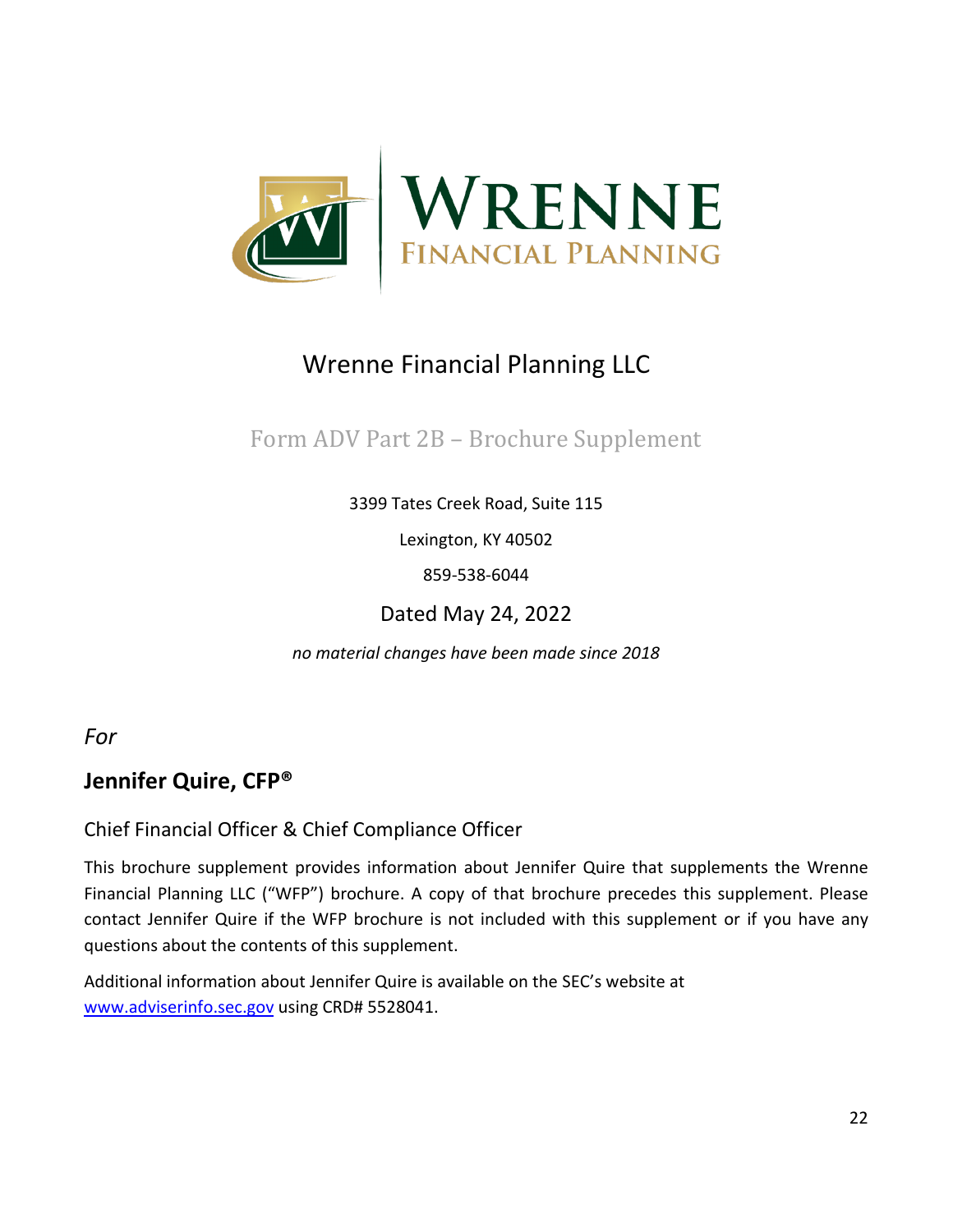# Wrenne Financial Planning LLC

## Form ADV Part 2B – Brochure Supplement

3399 Tates Creek Road, Suite 115

Lexington, KY 40502

859-538-6044

Dated May 24, 2022

*no material changes have been made since 2018*

*For*

**Jennifer Quire, CFP®**

Chief Financial Officer & Chief Compliance Officer

This brochure supplement provides information about Jennifer Quire that supplements the Wrenne Financial Planning LLC ("WFP") brochure. A copy of that brochure precedes this supplement. Please contact Jennifer Quire if the WFP brochure is not included with this supplement or if you have any questions about the contents of this supplement.

Additional information about Jennifer Quire is available on the SEC's website at [www.adviserinfo.sec.gov](http://www.adviserinfo.sec.gov) using CRD# 5528041.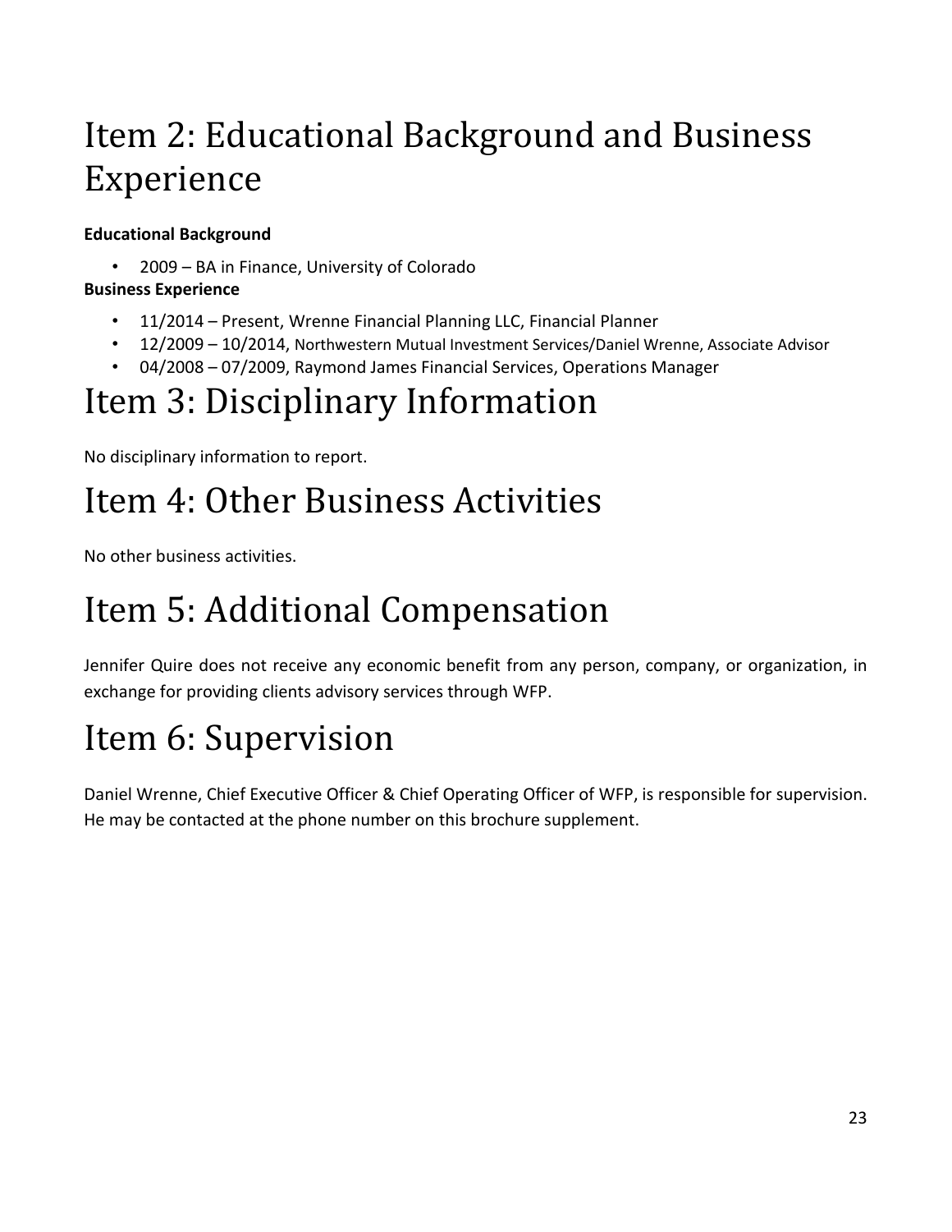# Item 2: Educational Background and Business Experience

**Educational Background**

- 2009 – BA in Finance, University of Colorado

**Business Experience**

- 11/2014 – Present, Wrenne Financial Planning LLC, Financial Planner
- 12/2009 – 10/2014, Northwestern Mutual Investment Services/Daniel Wrenne, Associate Advisor
- 04/2008 – 07/2009, Raymond James Financial Services, Operations Manager

# Item 3: Disciplinary Information

No disciplinary information to report.

# Item 4: Other Business Activities

No other business activities.

# Item 5: Additional Compensation

Jennifer Quire does not receive any economic benefit from any person, company, or organization, in exchange for providing clients advisory services through WFP.

# Item 6: Supervision

Daniel Wrenne, Chief Executive Officer & Chief Operating Officer of WFP, is responsible for supervision. He may be contacted at the phone number on this brochure supplement.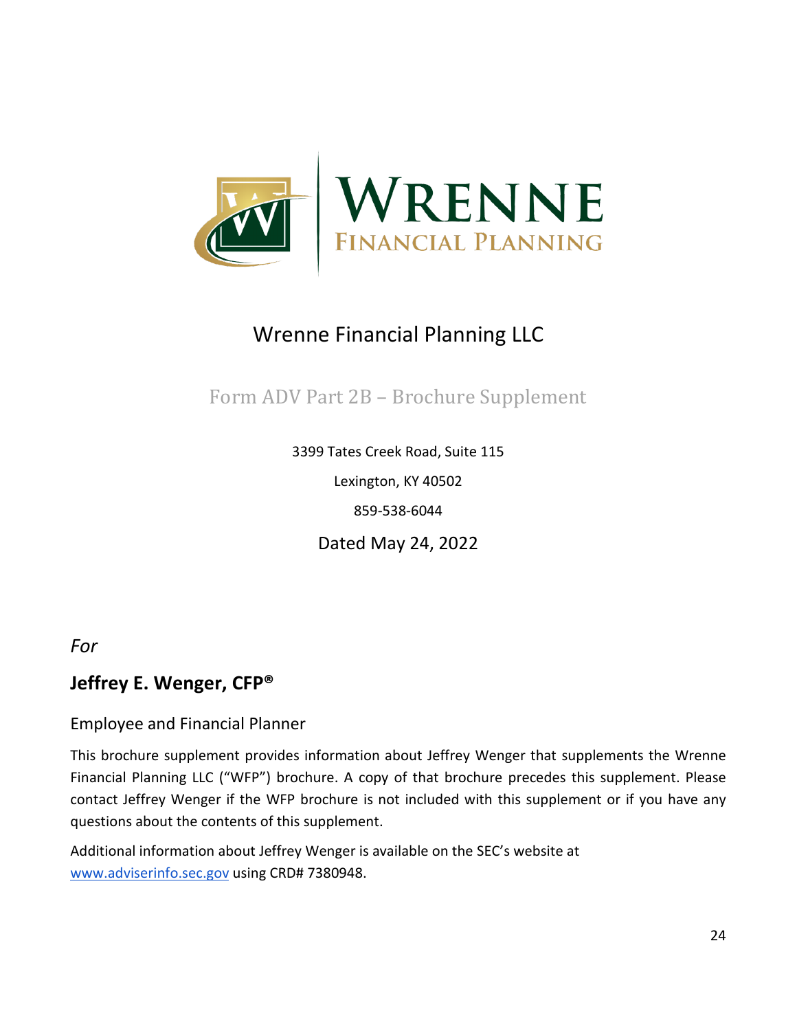# Wrenne Financial Planning LLC

## Form ADV Part 2B – Brochure Supplement

3399 Tates Creek Road, Suite 115

Lexington, KY 40502

859-538-6044

Dated May 24, 2022

*For*

**Jeffrey E. Wenger, CFP®**

Employee and Financial Planner

This brochure supplement provides information about Jeffrey Wenger that supplements the Wrenne Financial Planning LLC ("WFP") brochure. A copy of that brochure precedes this supplement. Please contact Jeffrey Wenger if the WFP brochure is not included with this supplement or if you have any questions about the contents of this supplement.

Additional information about Jeffrey Wenger is available on the SEC's website at www.adviserinfo.sec.gov using CRD# 7380948.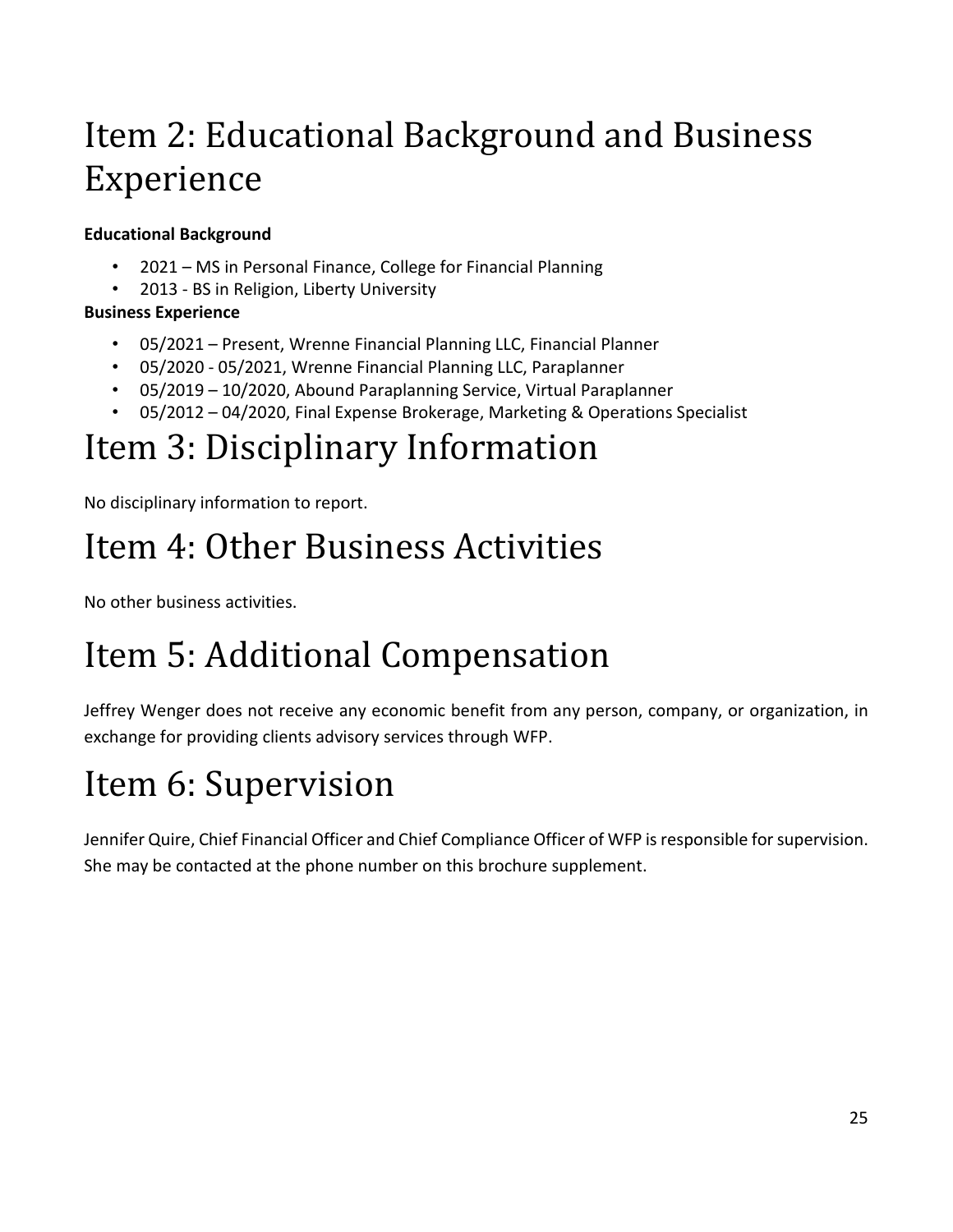# Item 2: Educational Background and Business Experience

**Educational Background**

- 2021 – MS in Personal Finance, College for Financial Planning
- 2013 - BS in Religion, Liberty University

**Business Experience**

- 05/2021 – Present, Wrenne Financial Planning LLC, Financial Planner
- 05/2020 - 05/2021, Wrenne Financial Planning LLC, Paraplanner
- 05/2019 – 10/2020, Abound Paraplanning Service, Virtual Paraplanner
- 05/2012 – 04/2020, Final Expense Brokerage, Marketing & Operations Specialist

# Item 3: Disciplinary Information

No disciplinary information to report.

# Item 4: Other Business Activities

No other business activities.

# Item 5: Additional Compensation

Jeffrey Wenger does not receive any economic benefit from any person, company, or organization, in exchange for providing clients advisory services through WFP.

# Item 6: Supervision

Jennifer Quire, Chief Financial Officer and Chief Compliance Officer of WFP is responsible for supervision. She may be contacted at the phone number on this brochure supplement.